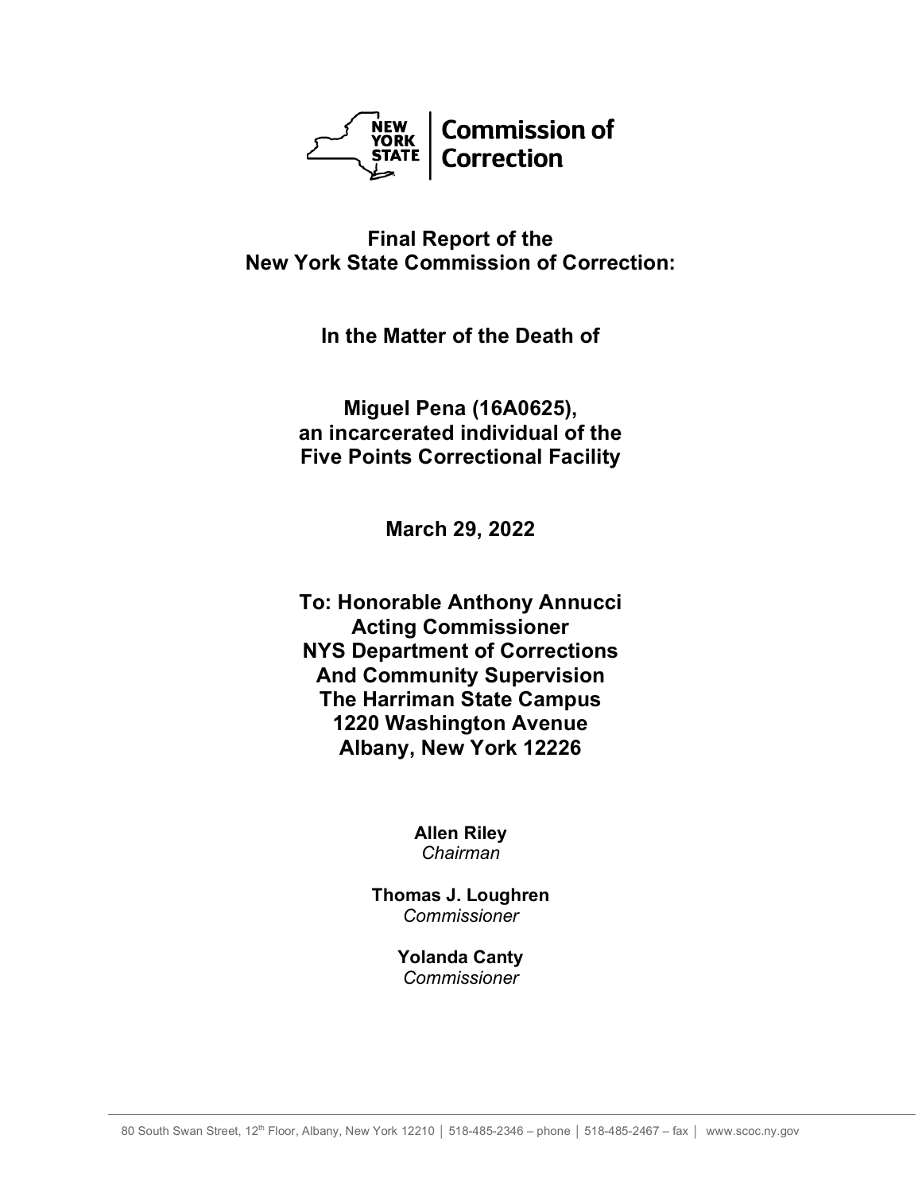NEW YORK STATE | Commission of Correction

# Final Report of the New York State Commission of Correction:

## In the Matter of the Death of

## Miguel Pena (16A0625), an incarcerated individual of the Five Points Correctional Facility

**March 29, 2022**

**To: Honorable Anthony Annucci**
**Acting Commissioner**
**NYS Department of Corrections**
**And Community Supervision**
**The Harriman State Campus**
**1220 Washington Avenue**
**Albany, New York 12226**

**Allen Riley**
*Chairman*

**Thomas J. Loughren**
*Commissioner*

**Yolanda Canty**
*Commissioner*

80 South Swan Street, 12th Floor, Albany, New York 12210 │ 518-485-2346 – phone │ 518-485-2467 – fax │ www.scoc.ny.gov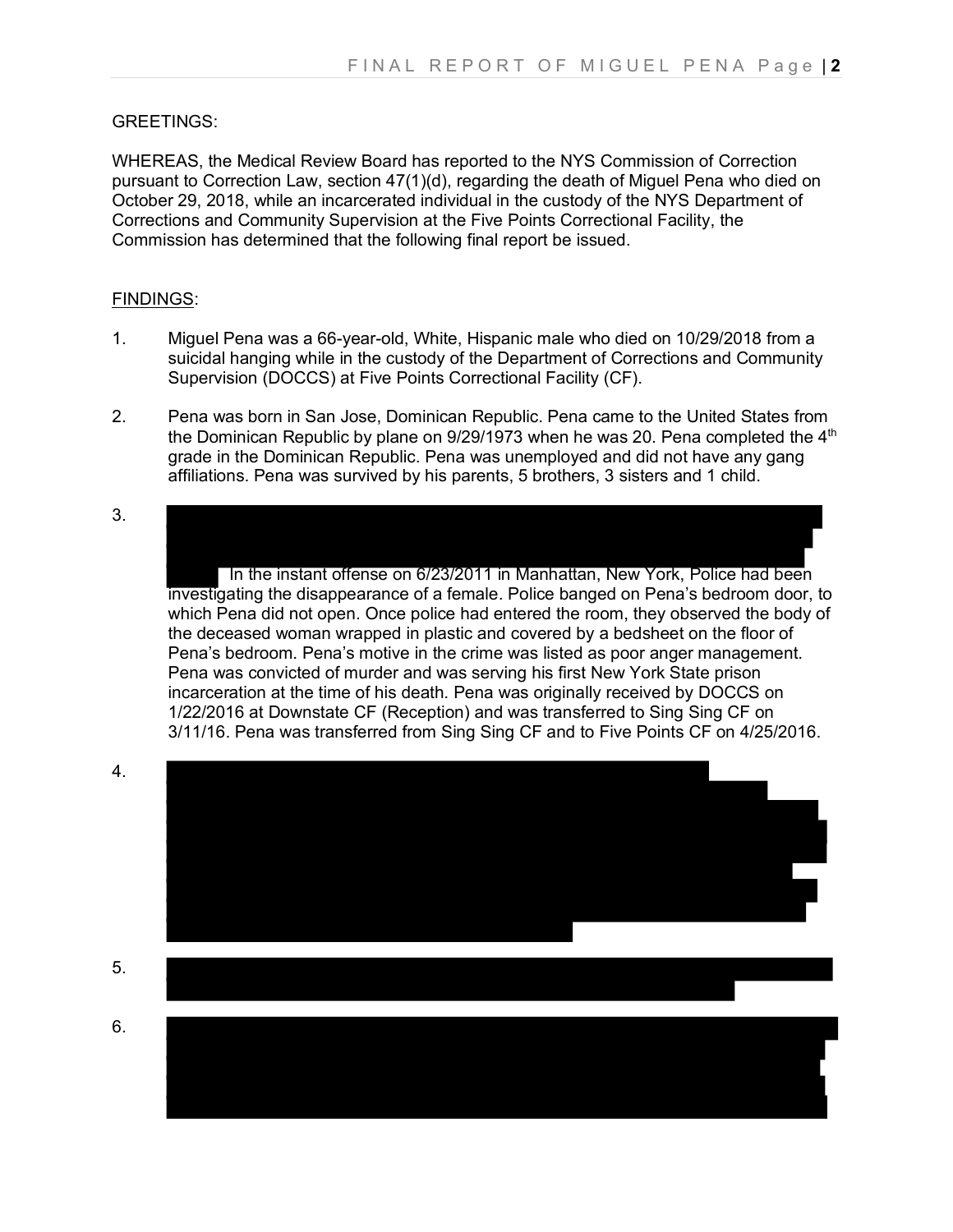GREETINGS:

WHEREAS, the Medical Review Board has reported to the NYS Commission of Correction pursuant to Correction Law, section 47(1)(d), regarding the death of Miguel Pena who died on October 29, 2018, while an incarcerated individual in the custody of the NYS Department of Corrections and Community Supervision at the Five Points Correctional Facility, the Commission has determined that the following final report be issued.

<u>FINDINGS</u>:

1. Miguel Pena was a 66-year-old, White, Hispanic male who died on 10/29/2018 from a suicidal hanging while in the custody of the Department of Corrections and Community Supervision (DOCCS) at Five Points Correctional Facility (CF).

2. Pena was born in San Jose, Dominican Republic. Pena came to the United States from the Dominican Republic by plane on 9/29/1973 when he was 20. Pena completed the 4th grade in the Dominican Republic. Pena was unemployed and did not have any gang affiliations. Pena was survived by his parents, 5 brothers, 3 sisters and 1 child.

3. [REDACTED] In the instant offense on 6/23/2011 in Manhattan, New York, Police had been investigating the disappearance of a female. Police banged on Pena's bedroom door, to which Pena did not open. Once police had entered the room, they observed the body of the deceased woman wrapped in plastic and covered by a bedsheet on the floor of Pena's bedroom. Pena's motive in the crime was listed as poor anger management. Pena was convicted of murder and was serving his first New York State prison incarceration at the time of his death. Pena was originally received by DOCCS on 1/22/2016 at Downstate CF (Reception) and was transferred to Sing Sing CF on 3/11/16. Pena was transferred from Sing Sing CF and to Five Points CF on 4/25/2016.

4. [REDACTED]

5. [REDACTED]

6. [REDACTED]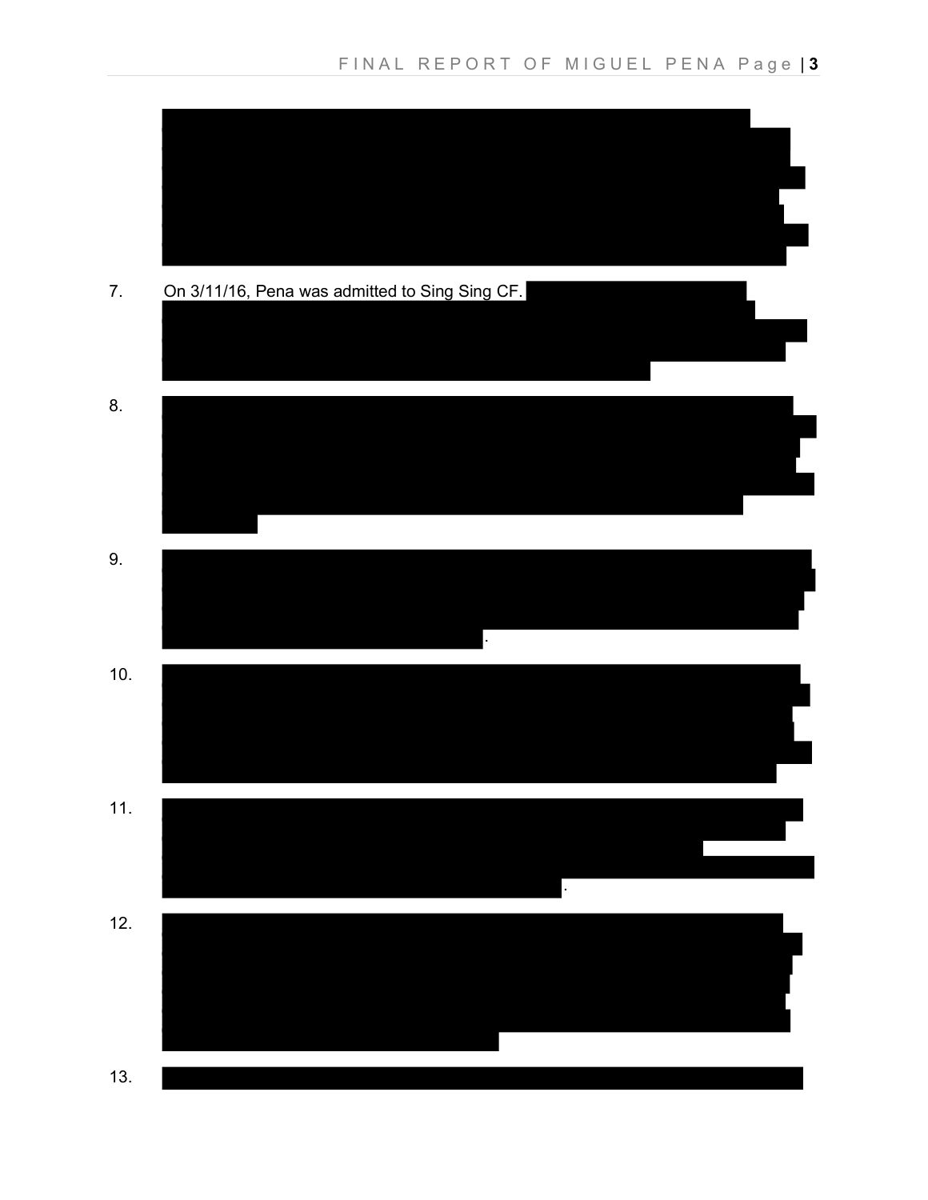7. On 3/11/16, Pena was admitted to Sing Sing CF.

8.

9.

10.

11.

12.

13.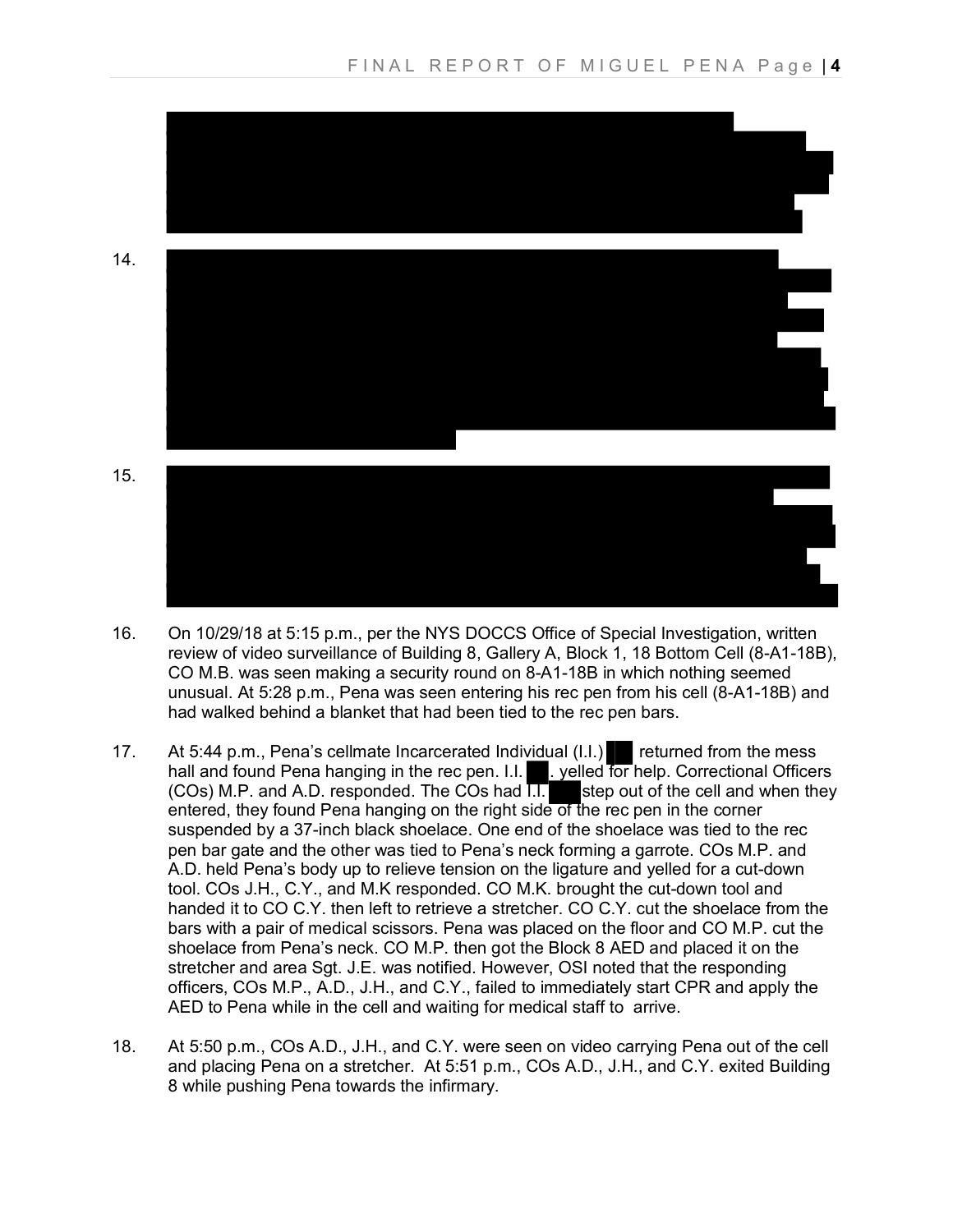14.

15.

16. On 10/29/18 at 5:15 p.m., per the NYS DOCCS Office of Special Investigation, written review of video surveillance of Building 8, Gallery A, Block 1, 18 Bottom Cell (8-A1-18B), CO M.B. was seen making a security round on 8-A1-18B in which nothing seemed unusual. At 5:28 p.m., Pena was seen entering his rec pen from his cell (8-A1-18B) and had walked behind a blanket that had been tied to the rec pen bars.

17. At 5:44 p.m., Pena's cellmate Incarcerated Individual (I.I.) ██ returned from the mess hall and found Pena hanging in the rec pen. I.I. ██. yelled for help. Correctional Officers (COs) M.P. and A.D. responded. The COs had I.I. ██ step out of the cell and when they entered, they found Pena hanging on the right side of the rec pen in the corner suspended by a 37-inch black shoelace. One end of the shoelace was tied to the rec pen bar gate and the other was tied to Pena's neck forming a garrote. COs M.P. and A.D. held Pena's body up to relieve tension on the ligature and yelled for a cut-down tool. COs J.H., C.Y., and M.K responded. CO M.K. brought the cut-down tool and handed it to CO C.Y. then left to retrieve a stretcher. CO C.Y. cut the shoelace from the bars with a pair of medical scissors. Pena was placed on the floor and CO M.P. cut the shoelace from Pena's neck. CO M.P. then got the Block 8 AED and placed it on the stretcher and area Sgt. J.E. was notified. However, OSI noted that the responding officers, COs M.P., A.D., J.H., and C.Y., failed to immediately start CPR and apply the AED to Pena while in the cell and waiting for medical staff to arrive.

18. At 5:50 p.m., COs A.D., J.H., and C.Y. were seen on video carrying Pena out of the cell and placing Pena on a stretcher. At 5:51 p.m., COs A.D., J.H., and C.Y. exited Building 8 while pushing Pena towards the infirmary.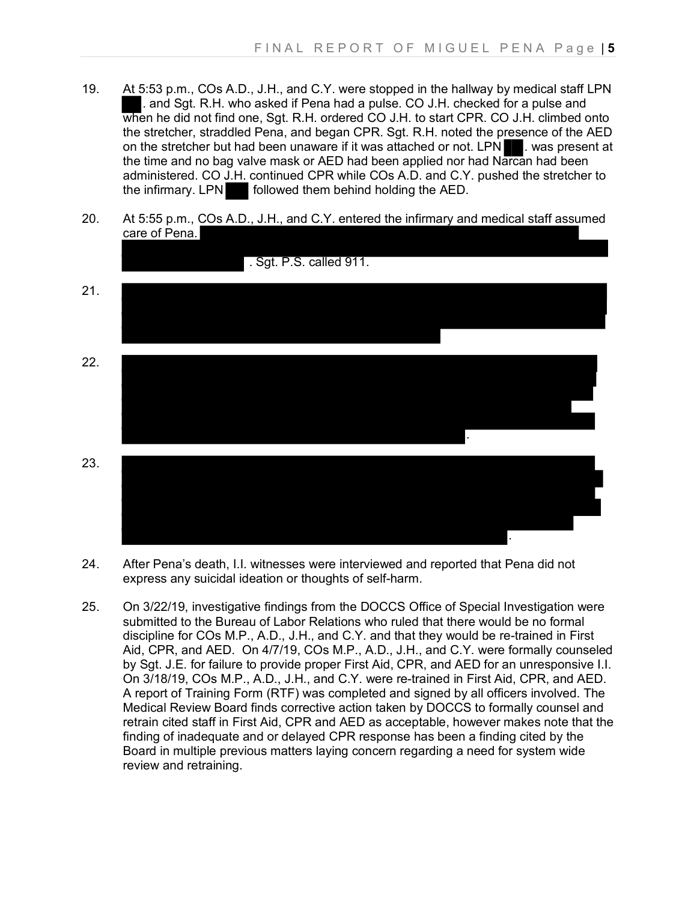19. At 5:53 p.m., COs A.D., J.H., and C.Y. were stopped in the hallway by medical staff LPN ██. and Sgt. R.H. who asked if Pena had a pulse. CO J.H. checked for a pulse and when he did not find one, Sgt. R.H. ordered CO J.H. to start CPR. CO J.H. climbed onto the stretcher, straddled Pena, and began CPR. Sgt. R.H. noted the presence of the AED on the stretcher but had been unaware if it was attached or not. LPN ██. was present at the time and no bag valve mask or AED had been applied nor had Narcan had been administered. CO J.H. continued CPR while COs A.D. and C.Y. pushed the stretcher to the infirmary. LPN ██ followed them behind holding the AED.

20. At 5:55 p.m., COs A.D., J.H., and C.Y. entered the infirmary and medical staff assumed care of Pena. ██████████ . Sgt. P.S. called 911.

21. ██████████

22. ██████████.

23. ██████████.

24. After Pena's death, I.I. witnesses were interviewed and reported that Pena did not express any suicidal ideation or thoughts of self-harm.

25. On 3/22/19, investigative findings from the DOCCS Office of Special Investigation were submitted to the Bureau of Labor Relations who ruled that there would be no formal discipline for COs M.P., A.D., J.H., and C.Y. and that they would be re-trained in First Aid, CPR, and AED. On 4/7/19, COs M.P., A.D., J.H., and C.Y. were formally counseled by Sgt. J.E. for failure to provide proper First Aid, CPR, and AED for an unresponsive I.I. On 3/18/19, COs M.P., A.D., J.H., and C.Y. were re-trained in First Aid, CPR, and AED. A report of Training Form (RTF) was completed and signed by all officers involved. The Medical Review Board finds corrective action taken by DOCCS to formally counsel and retrain cited staff in First Aid, CPR and AED as acceptable, however makes note that the finding of inadequate and or delayed CPR response has been a finding cited by the Board in multiple previous matters laying concern regarding a need for system wide review and retraining.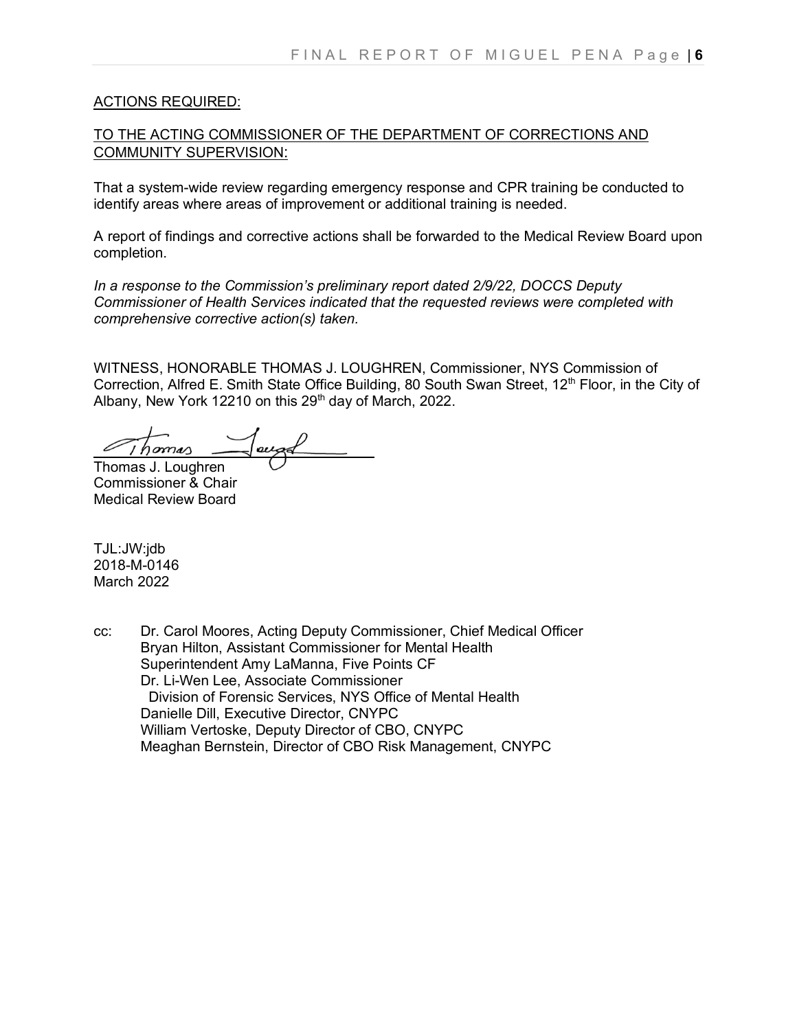ACTIONS REQUIRED:

TO THE ACTING COMMISSIONER OF THE DEPARTMENT OF CORRECTIONS AND COMMUNITY SUPERVISION:

That a system-wide review regarding emergency response and CPR training be conducted to identify areas where areas of improvement or additional training is needed.

A report of findings and corrective actions shall be forwarded to the Medical Review Board upon completion.

*In a response to the Commission's preliminary report dated 2/9/22, DOCCS Deputy Commissioner of Health Services indicated that the requested reviews were completed with comprehensive corrective action(s) taken.*

WITNESS, HONORABLE THOMAS J. LOUGHREN, Commissioner, NYS Commission of Correction, Alfred E. Smith State Office Building, 80 South Swan Street, 12th Floor, in the City of Albany, New York 12210 on this 29th day of March, 2022.

Thomas J. Loughren
Commissioner & Chair
Medical Review Board

TJL:JW:jdb
2018-M-0146
March 2022

cc: Dr. Carol Moores, Acting Deputy Commissioner, Chief Medical Officer
Bryan Hilton, Assistant Commissioner for Mental Health
Superintendent Amy LaManna, Five Points CF
Dr. Li-Wen Lee, Associate Commissioner
Division of Forensic Services, NYS Office of Mental Health
Danielle Dill, Executive Director, CNYPC
William Vertoske, Deputy Director of CBO, CNYPC
Meaghan Bernstein, Director of CBO Risk Management, CNYPC